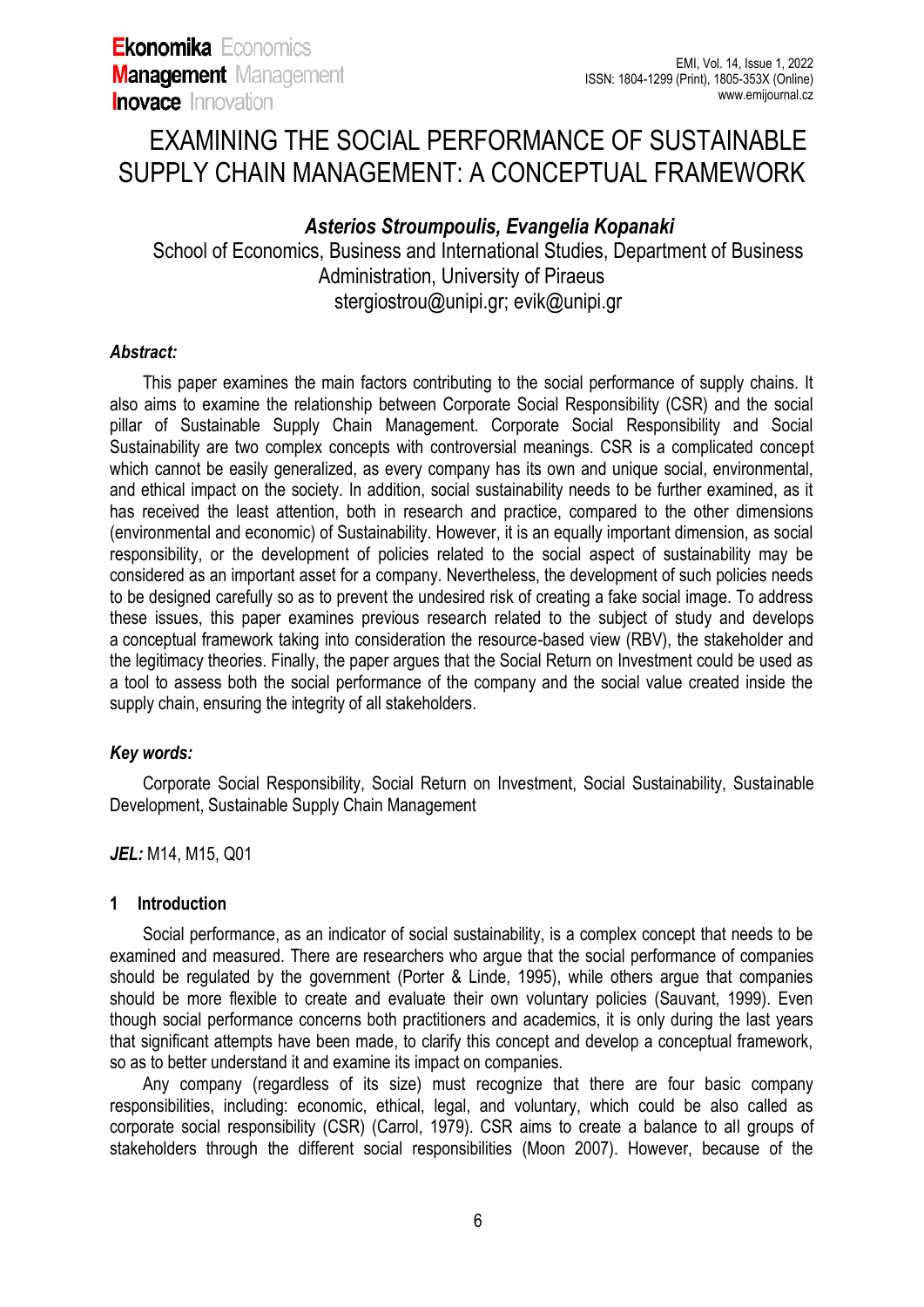# EXAMINING THE SOCIAL PERFORMANCE OF SUSTAINABLE SUPPLY CHAIN MANAGEMENT: A CONCEPTUAL FRAMEWORK

***Asterios Stroumpoulis, Evangelia Kopanaki***

School of Economics, Business and International Studies, Department of Business Administration, University of Piraeus

stergiostrou@unipi.gr; evik@unipi.gr

### *Abstract:*

This paper examines the main factors contributing to the social performance of supply chains. It also aims to examine the relationship between Corporate Social Responsibility (CSR) and the social pillar of Sustainable Supply Chain Management. Corporate Social Responsibility and Social Sustainability are two complex concepts with controversial meanings. CSR is a complicated concept which cannot be easily generalized, as every company has its own and unique social, environmental, and ethical impact on the society. In addition, social sustainability needs to be further examined, as it has received the least attention, both in research and practice, compared to the other dimensions (environmental and economic) of Sustainability. However, it is an equally important dimension, as social responsibility, or the development of policies related to the social aspect of sustainability may be considered as an important asset for a company. Nevertheless, the development of such policies needs to be designed carefully so as to prevent the undesired risk of creating a fake social image. To address these issues, this paper examines previous research related to the subject of study and develops a conceptual framework taking into consideration the resource-based view (RBV), the stakeholder and the legitimacy theories. Finally, the paper argues that the Social Return on Investment could be used as a tool to assess both the social performance of the company and the social value created inside the supply chain, ensuring the integrity of all stakeholders.

### *Key words:*

Corporate Social Responsibility, Social Return on Investment, Social Sustainability, Sustainable Development, Sustainable Supply Chain Management

***JEL:*** M14, M15, Q01

## 1 Introduction

Social performance, as an indicator of social sustainability, is a complex concept that needs to be examined and measured. There are researchers who argue that the social performance of companies should be regulated by the government (Porter & Linde, 1995), while others argue that companies should be more flexible to create and evaluate their own voluntary policies (Sauvant, 1999). Even though social performance concerns both practitioners and academics, it is only during the last years that significant attempts have been made, to clarify this concept and develop a conceptual framework, so as to better understand it and examine its impact on companies.

Any company (regardless of its size) must recognize that there are four basic company responsibilities, including: economic, ethical, legal, and voluntary, which could be also called as corporate social responsibility (CSR) (Carrol, 1979). CSR aims to create a balance to all groups of stakeholders through the different social responsibilities (Moon 2007). However, because of the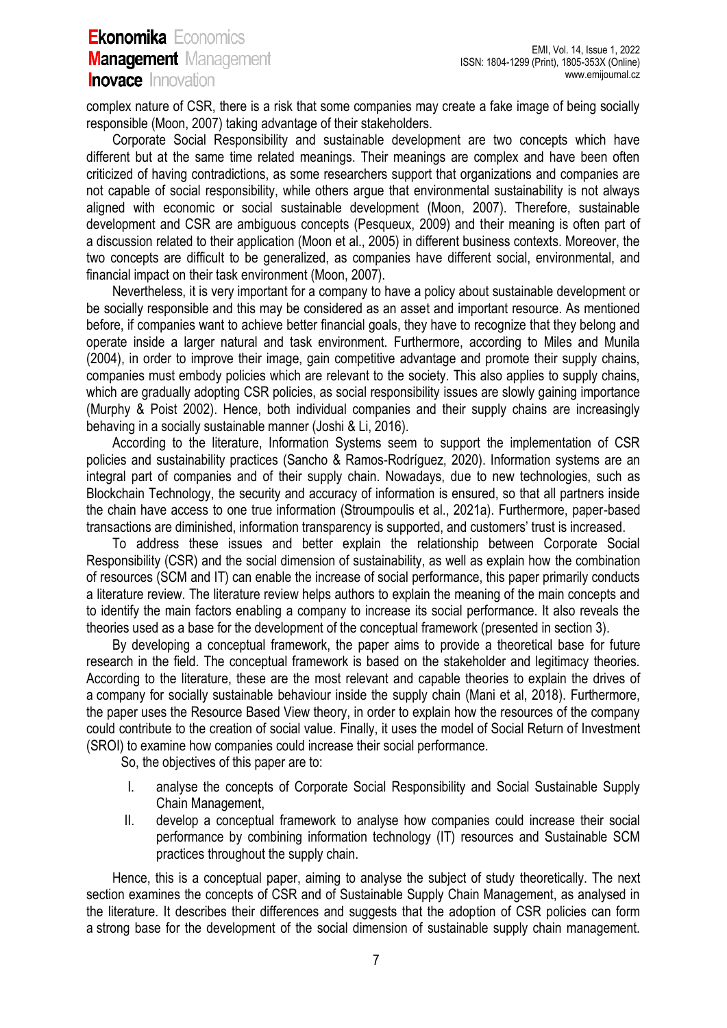complex nature of CSR, there is a risk that some companies may create a fake image of being socially responsible (Moon, 2007) taking advantage of their stakeholders.

Corporate Social Responsibility and sustainable development are two concepts which have different but at the same time related meanings. Their meanings are complex and have been often criticized of having contradictions, as some researchers support that organizations and companies are not capable of social responsibility, while others argue that environmental sustainability is not always aligned with economic or social sustainable development (Moon, 2007). Therefore, sustainable development and CSR are ambiguous concepts (Pesqueux, 2009) and their meaning is often part of a discussion related to their application (Moon et al., 2005) in different business contexts. Moreover, the two concepts are difficult to be generalized, as companies have different social, environmental, and financial impact on their task environment (Moon, 2007).

Nevertheless, it is very important for a company to have a policy about sustainable development or be socially responsible and this may be considered as an asset and important resource. As mentioned before, if companies want to achieve better financial goals, they have to recognize that they belong and operate inside a larger natural and task environment. Furthermore, according to Miles and Munila (2004), in order to improve their image, gain competitive advantage and promote their supply chains, companies must embody policies which are relevant to the society. This also applies to supply chains, which are gradually adopting CSR policies, as social responsibility issues are slowly gaining importance (Murphy & Poist 2002). Hence, both individual companies and their supply chains are increasingly behaving in a socially sustainable manner (Joshi & Li, 2016).

According to the literature, Information Systems seem to support the implementation of CSR policies and sustainability practices (Sancho & Ramos-Rodríguez, 2020). Information systems are an integral part of companies and of their supply chain. Nowadays, due to new technologies, such as Blockchain Technology, the security and accuracy of information is ensured, so that all partners inside the chain have access to one true information (Stroumpoulis et al., 2021a). Furthermore, paper-based transactions are diminished, information transparency is supported, and customers' trust is increased.

To address these issues and better explain the relationship between Corporate Social Responsibility (CSR) and the social dimension of sustainability, as well as explain how the combination of resources (SCM and IT) can enable the increase of social performance, this paper primarily conducts a literature review. The literature review helps authors to explain the meaning of the main concepts and to identify the main factors enabling a company to increase its social performance. It also reveals the theories used as a base for the development of the conceptual framework (presented in section 3).

By developing a conceptual framework, the paper aims to provide a theoretical base for future research in the field. The conceptual framework is based on the stakeholder and legitimacy theories. According to the literature, these are the most relevant and capable theories to explain the drives of a company for socially sustainable behaviour inside the supply chain (Mani et al, 2018). Furthermore, the paper uses the Resource Based View theory, in order to explain how the resources of the company could contribute to the creation of social value. Finally, it uses the model of Social Return of Investment (SROI) to examine how companies could increase their social performance.

So, the objectives of this paper are to:

I. analyse the concepts of Corporate Social Responsibility and Social Sustainable Supply Chain Management,
II. develop a conceptual framework to analyse how companies could increase their social performance by combining information technology (IT) resources and Sustainable SCM practices throughout the supply chain.

Hence, this is a conceptual paper, aiming to analyse the subject of study theoretically. The next section examines the concepts of CSR and of Sustainable Supply Chain Management, as analysed in the literature. It describes their differences and suggests that the adoption of CSR policies can form a strong base for the development of the social dimension of sustainable supply chain management.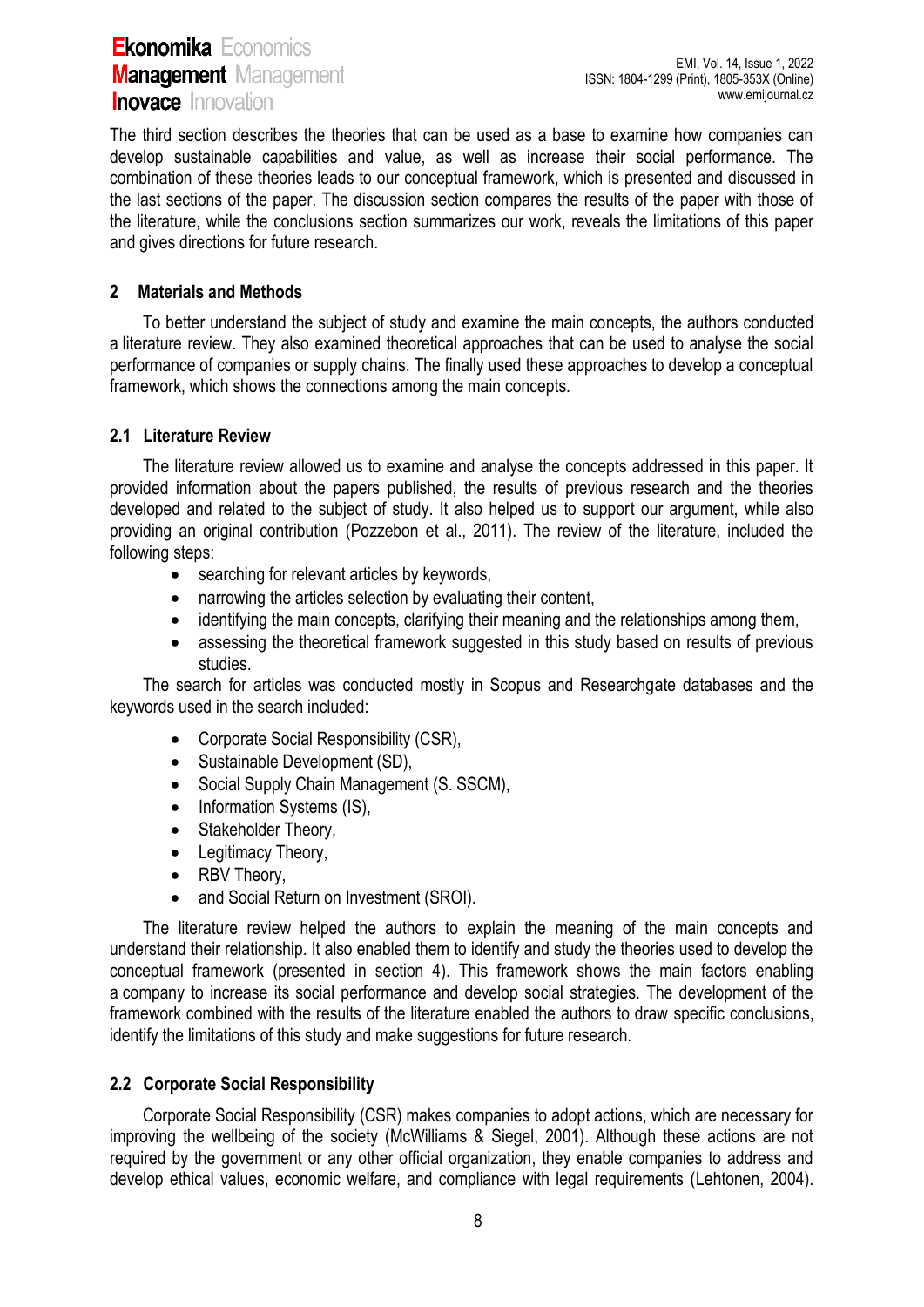The third section describes the theories that can be used as a base to examine how companies can develop sustainable capabilities and value, as well as increase their social performance. The combination of these theories leads to our conceptual framework, which is presented and discussed in the last sections of the paper. The discussion section compares the results of the paper with those of the literature, while the conclusions section summarizes our work, reveals the limitations of this paper and gives directions for future research.

## 2 Materials and Methods

To better understand the subject of study and examine the main concepts, the authors conducted a literature review. They also examined theoretical approaches that can be used to analyse the social performance of companies or supply chains. The finally used these approaches to develop a conceptual framework, which shows the connections among the main concepts.

### 2.1 Literature Review

The literature review allowed us to examine and analyse the concepts addressed in this paper. It provided information about the papers published, the results of previous research and the theories developed and related to the subject of study. It also helped us to support our argument, while also providing an original contribution (Pozzebon et al., 2011). The review of the literature, included the following steps:

- searching for relevant articles by keywords,
- narrowing the articles selection by evaluating their content,
- identifying the main concepts, clarifying their meaning and the relationships among them,
- assessing the theoretical framework suggested in this study based on results of previous studies.

The search for articles was conducted mostly in Scopus and Researchgate databases and the keywords used in the search included:

- Corporate Social Responsibility (CSR),
- Sustainable Development (SD),
- Social Supply Chain Management (S. SSCM),
- Information Systems (IS),
- Stakeholder Theory,
- Legitimacy Theory,
- RBV Theory,
- and Social Return on Investment (SROI).

The literature review helped the authors to explain the meaning of the main concepts and understand their relationship. It also enabled them to identify and study the theories used to develop the conceptual framework (presented in section 4). This framework shows the main factors enabling a company to increase its social performance and develop social strategies. The development of the framework combined with the results of the literature enabled the authors to draw specific conclusions, identify the limitations of this study and make suggestions for future research.

### 2.2 Corporate Social Responsibility

Corporate Social Responsibility (CSR) makes companies to adopt actions, which are necessary for improving the wellbeing of the society (McWilliams & Siegel, 2001). Although these actions are not required by the government or any other official organization, they enable companies to address and develop ethical values, economic welfare, and compliance with legal requirements (Lehtonen, 2004).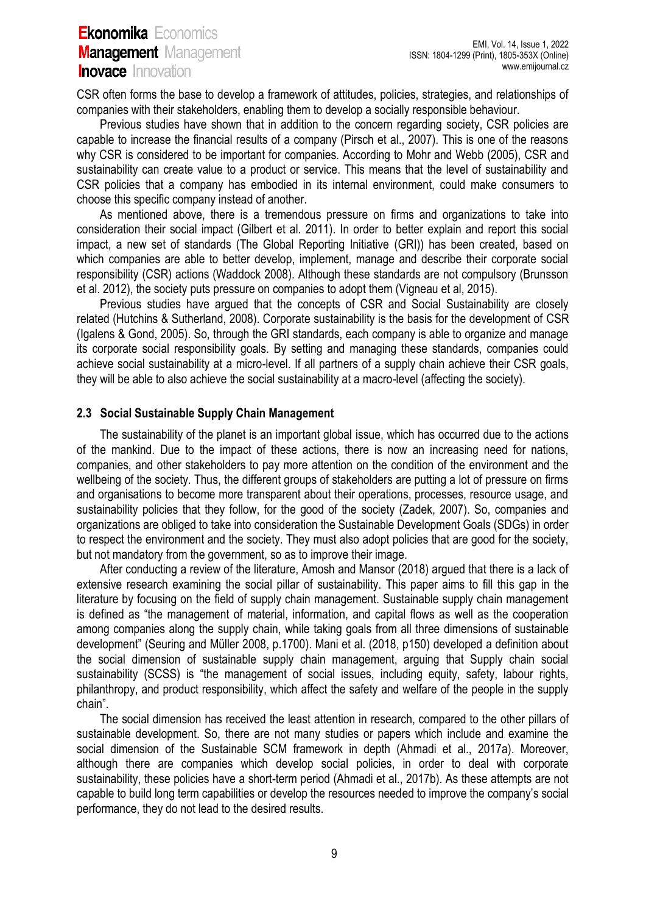CSR often forms the base to develop a framework of attitudes, policies, strategies, and relationships of companies with their stakeholders, enabling them to develop a socially responsible behaviour.

Previous studies have shown that in addition to the concern regarding society, CSR policies are capable to increase the financial results of a company (Pirsch et al., 2007). This is one of the reasons why CSR is considered to be important for companies. According to Mohr and Webb (2005), CSR and sustainability can create value to a product or service. This means that the level of sustainability and CSR policies that a company has embodied in its internal environment, could make consumers to choose this specific company instead of another.

As mentioned above, there is a tremendous pressure on firms and organizations to take into consideration their social impact (Gilbert et al. 2011). In order to better explain and report this social impact, a new set of standards (The Global Reporting Initiative (GRI)) has been created, based on which companies are able to better develop, implement, manage and describe their corporate social responsibility (CSR) actions (Waddock 2008). Although these standards are not compulsory (Brunsson et al. 2012), the society puts pressure on companies to adopt them (Vigneau et al, 2015).

Previous studies have argued that the concepts of CSR and Social Sustainability are closely related (Hutchins & Sutherland, 2008). Corporate sustainability is the basis for the development of CSR (Igalens & Gond, 2005). So, through the GRI standards, each company is able to organize and manage its corporate social responsibility goals. By setting and managing these standards, companies could achieve social sustainability at a micro-level. If all partners of a supply chain achieve their CSR goals, they will be able to also achieve the social sustainability at a macro-level (affecting the society).

### 2.3 Social Sustainable Supply Chain Management

The sustainability of the planet is an important global issue, which has occurred due to the actions of the mankind. Due to the impact of these actions, there is now an increasing need for nations, companies, and other stakeholders to pay more attention on the condition of the environment and the wellbeing of the society. Thus, the different groups of stakeholders are putting a lot of pressure on firms and organisations to become more transparent about their operations, processes, resource usage, and sustainability policies that they follow, for the good of the society (Zadek, 2007). So, companies and organizations are obliged to take into consideration the Sustainable Development Goals (SDGs) in order to respect the environment and the society. They must also adopt policies that are good for the society, but not mandatory from the government, so as to improve their image.

After conducting a review of the literature, Amosh and Mansor (2018) argued that there is a lack of extensive research examining the social pillar of sustainability. This paper aims to fill this gap in the literature by focusing on the field of supply chain management. Sustainable supply chain management is defined as "the management of material, information, and capital flows as well as the cooperation among companies along the supply chain, while taking goals from all three dimensions of sustainable development" (Seuring and Müller 2008, p.1700). Mani et al. (2018, p150) developed a definition about the social dimension of sustainable supply chain management, arguing that Supply chain social sustainability (SCSS) is "the management of social issues, including equity, safety, labour rights, philanthropy, and product responsibility, which affect the safety and welfare of the people in the supply chain".

The social dimension has received the least attention in research, compared to the other pillars of sustainable development. So, there are not many studies or papers which include and examine the social dimension of the Sustainable SCM framework in depth (Ahmadi et al., 2017a). Moreover, although there are companies which develop social policies, in order to deal with corporate sustainability, these policies have a short-term period (Ahmadi et al., 2017b). As these attempts are not capable to build long term capabilities or develop the resources needed to improve the company's social performance, they do not lead to the desired results.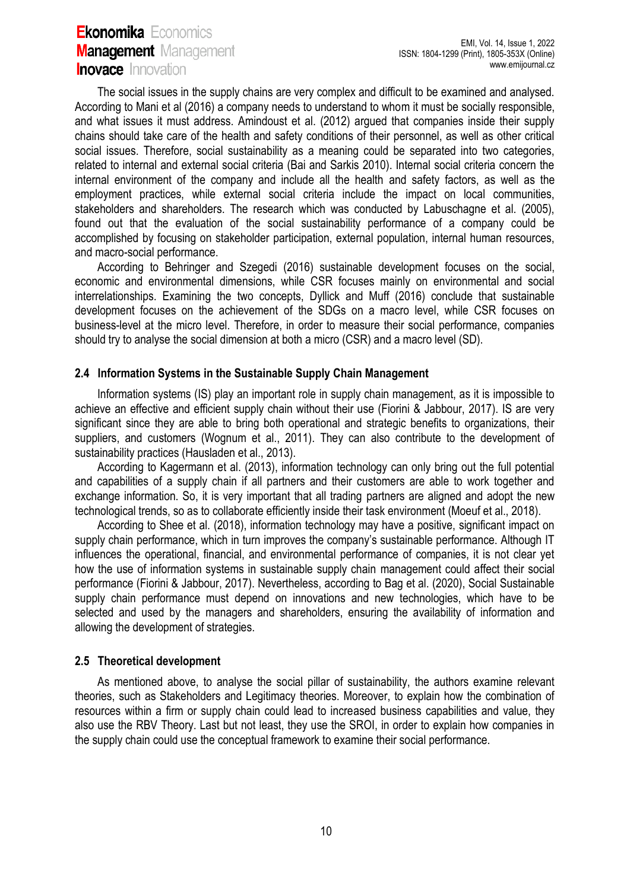The social issues in the supply chains are very complex and difficult to be examined and analysed. According to Mani et al (2016) a company needs to understand to whom it must be socially responsible, and what issues it must address. Amindoust et al. (2012) argued that companies inside their supply chains should take care of the health and safety conditions of their personnel, as well as other critical social issues. Therefore, social sustainability as a meaning could be separated into two categories, related to internal and external social criteria (Bai and Sarkis 2010). Internal social criteria concern the internal environment of the company and include all the health and safety factors, as well as the employment practices, while external social criteria include the impact on local communities, stakeholders and shareholders. The research which was conducted by Labuschagne et al. (2005), found out that the evaluation of the social sustainability performance of a company could be accomplished by focusing on stakeholder participation, external population, internal human resources, and macro-social performance.

According to Behringer and Szegedi (2016) sustainable development focuses on the social, economic and environmental dimensions, while CSR focuses mainly on environmental and social interrelationships. Examining the two concepts, Dyllick and Muff (2016) conclude that sustainable development focuses on the achievement of the SDGs on a macro level, while CSR focuses on business-level at the micro level. Therefore, in order to measure their social performance, companies should try to analyse the social dimension at both a micro (CSR) and a macro level (SD).

### 2.4 Information Systems in the Sustainable Supply Chain Management

Information systems (IS) play an important role in supply chain management, as it is impossible to achieve an effective and efficient supply chain without their use (Fiorini & Jabbour, 2017). IS are very significant since they are able to bring both operational and strategic benefits to organizations, their suppliers, and customers (Wognum et al., 2011). They can also contribute to the development of sustainability practices (Hausladen et al., 2013).

According to Kagermann et al. (2013), information technology can only bring out the full potential and capabilities of a supply chain if all partners and their customers are able to work together and exchange information. So, it is very important that all trading partners are aligned and adopt the new technological trends, so as to collaborate efficiently inside their task environment (Moeuf et al., 2018).

According to Shee et al. (2018), information technology may have a positive, significant impact on supply chain performance, which in turn improves the company's sustainable performance. Although IT influences the operational, financial, and environmental performance of companies, it is not clear yet how the use of information systems in sustainable supply chain management could affect their social performance (Fiorini & Jabbour, 2017). Nevertheless, according to Bag et al. (2020), Social Sustainable supply chain performance must depend on innovations and new technologies, which have to be selected and used by the managers and shareholders, ensuring the availability of information and allowing the development of strategies.

### 2.5 Theoretical development

As mentioned above, to analyse the social pillar of sustainability, the authors examine relevant theories, such as Stakeholders and Legitimacy theories. Moreover, to explain how the combination of resources within a firm or supply chain could lead to increased business capabilities and value, they also use the RBV Theory. Last but not least, they use the SROI, in order to explain how companies in the supply chain could use the conceptual framework to examine their social performance.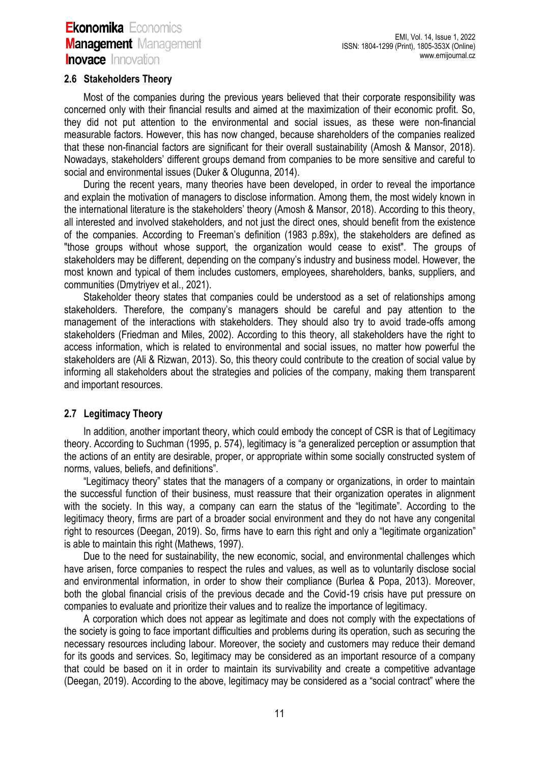### 2.6 Stakeholders Theory

Most of the companies during the previous years believed that their corporate responsibility was concerned only with their financial results and aimed at the maximization of their economic profit. So, they did not put attention to the environmental and social issues, as these were non-financial measurable factors. However, this has now changed, because shareholders of the companies realized that these non-financial factors are significant for their overall sustainability (Amosh & Mansor, 2018). Nowadays, stakeholders' different groups demand from companies to be more sensitive and careful to social and environmental issues (Duker & Olugunna, 2014).

During the recent years, many theories have been developed, in order to reveal the importance and explain the motivation of managers to disclose information. Among them, the most widely known in the international literature is the stakeholders' theory (Amosh & Mansor, 2018). According to this theory, all interested and involved stakeholders, and not just the direct ones, should benefit from the existence of the companies. According to Freeman's definition (1983 p.89x), the stakeholders are defined as "those groups without whose support, the organization would cease to exist". The groups of stakeholders may be different, depending on the company's industry and business model. However, the most known and typical of them includes customers, employees, shareholders, banks, suppliers, and communities (Dmytriyev et al., 2021).

Stakeholder theory states that companies could be understood as a set of relationships among stakeholders. Therefore, the company's managers should be careful and pay attention to the management of the interactions with stakeholders. They should also try to avoid trade-offs among stakeholders (Friedman and Miles, 2002). According to this theory, all stakeholders have the right to access information, which is related to environmental and social issues, no matter how powerful the stakeholders are (Ali & Rizwan, 2013). So, this theory could contribute to the creation of social value by informing all stakeholders about the strategies and policies of the company, making them transparent and important resources.

### 2.7 Legitimacy Theory

In addition, another important theory, which could embody the concept of CSR is that of Legitimacy theory. According to Suchman (1995, p. 574), legitimacy is "a generalized perception or assumption that the actions of an entity are desirable, proper, or appropriate within some socially constructed system of norms, values, beliefs, and definitions".

"Legitimacy theory" states that the managers of a company or organizations, in order to maintain the successful function of their business, must reassure that their organization operates in alignment with the society. In this way, a company can earn the status of the "legitimate". According to the legitimacy theory, firms are part of a broader social environment and they do not have any congenital right to resources (Deegan, 2019). So, firms have to earn this right and only a "legitimate organization" is able to maintain this right (Mathews, 1997).

Due to the need for sustainability, the new economic, social, and environmental challenges which have arisen, force companies to respect the rules and values, as well as to voluntarily disclose social and environmental information, in order to show their compliance (Burlea & Popa, 2013). Moreover, both the global financial crisis of the previous decade and the Covid-19 crisis have put pressure on companies to evaluate and prioritize their values and to realize the importance of legitimacy.

A corporation which does not appear as legitimate and does not comply with the expectations of the society is going to face important difficulties and problems during its operation, such as securing the necessary resources including labour. Moreover, the society and customers may reduce their demand for its goods and services. So, legitimacy may be considered as an important resource of a company that could be based on it in order to maintain its survivability and create a competitive advantage (Deegan, 2019). According to the above, legitimacy may be considered as a "social contract" where the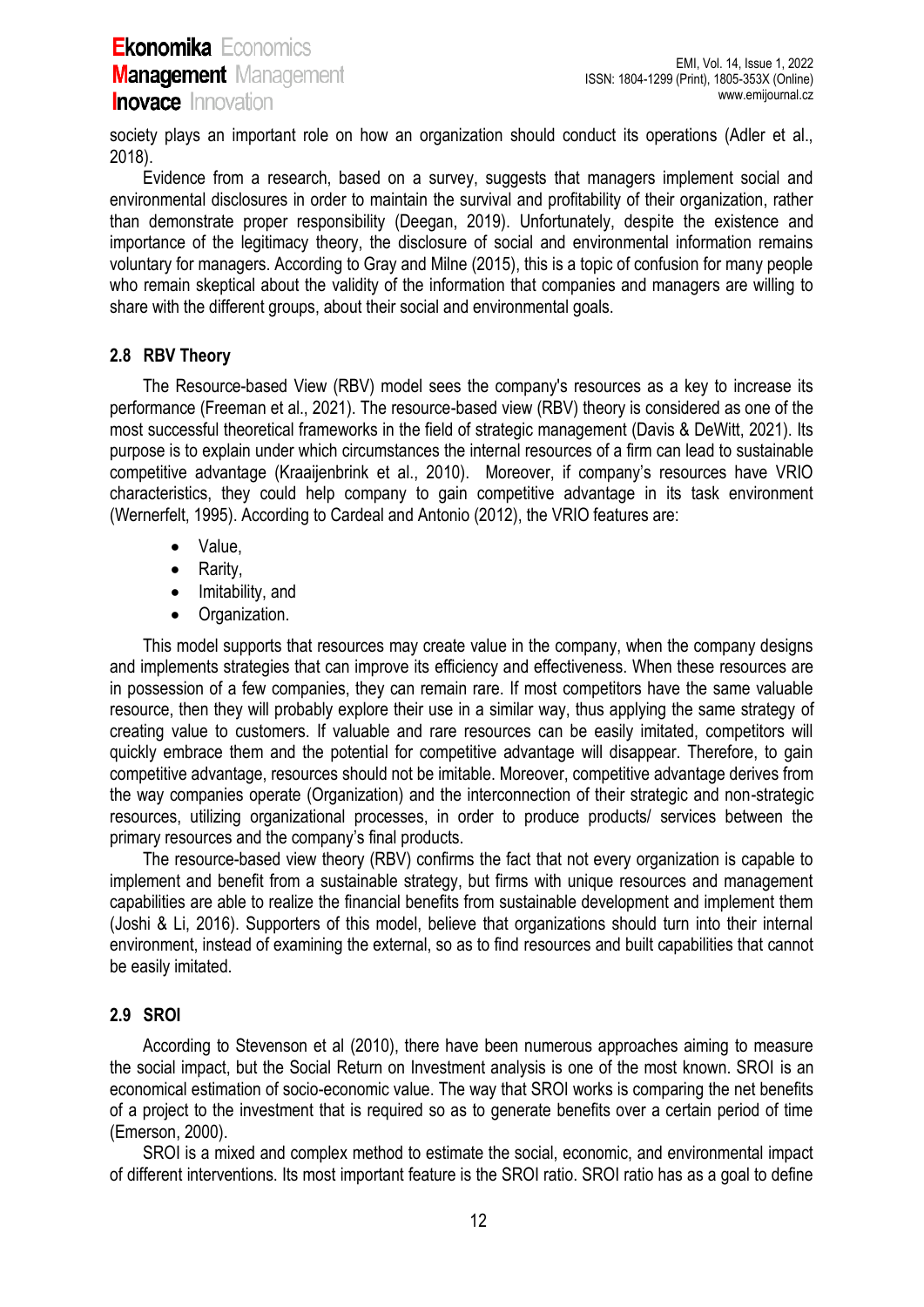society plays an important role on how an organization should conduct its operations (Adler et al., 2018).

Evidence from a research, based on a survey, suggests that managers implement social and environmental disclosures in order to maintain the survival and profitability of their organization, rather than demonstrate proper responsibility (Deegan, 2019). Unfortunately, despite the existence and importance of the legitimacy theory, the disclosure of social and environmental information remains voluntary for managers. According to Gray and Milne (2015), this is a topic of confusion for many people who remain skeptical about the validity of the information that companies and managers are willing to share with the different groups, about their social and environmental goals.

## 2.8 RBV Theory

The Resource-based View (RBV) model sees the company's resources as a key to increase its performance (Freeman et al., 2021). The resource-based view (RBV) theory is considered as one of the most successful theoretical frameworks in the field of strategic management (Davis & DeWitt, 2021). Its purpose is to explain under which circumstances the internal resources of a firm can lead to sustainable competitive advantage (Kraaijenbrink et al., 2010). Moreover, if company's resources have VRIO characteristics, they could help company to gain competitive advantage in its task environment (Wernerfelt, 1995). According to Cardeal and Antonio (2012), the VRIO features are:

- Value,
- Rarity,
- Imitability, and
- Organization.

This model supports that resources may create value in the company, when the company designs and implements strategies that can improve its efficiency and effectiveness. When these resources are in possession of a few companies, they can remain rare. If most competitors have the same valuable resource, then they will probably explore their use in a similar way, thus applying the same strategy of creating value to customers. If valuable and rare resources can be easily imitated, competitors will quickly embrace them and the potential for competitive advantage will disappear. Therefore, to gain competitive advantage, resources should not be imitable. Moreover, competitive advantage derives from the way companies operate (Organization) and the interconnection of their strategic and non-strategic resources, utilizing organizational processes, in order to produce products/ services between the primary resources and the company's final products.

The resource-based view theory (RBV) confirms the fact that not every organization is capable to implement and benefit from a sustainable strategy, but firms with unique resources and management capabilities are able to realize the financial benefits from sustainable development and implement them (Joshi & Li, 2016). Supporters of this model, believe that organizations should turn into their internal environment, instead of examining the external, so as to find resources and built capabilities that cannot be easily imitated.

## 2.9 SROI

According to Stevenson et al (2010), there have been numerous approaches aiming to measure the social impact, but the Social Return on Investment analysis is one of the most known. SROI is an economical estimation of socio-economic value. The way that SROI works is comparing the net benefits of a project to the investment that is required so as to generate benefits over a certain period of time (Emerson, 2000).

SROI is a mixed and complex method to estimate the social, economic, and environmental impact of different interventions. Its most important feature is the SROI ratio. SROI ratio has as a goal to define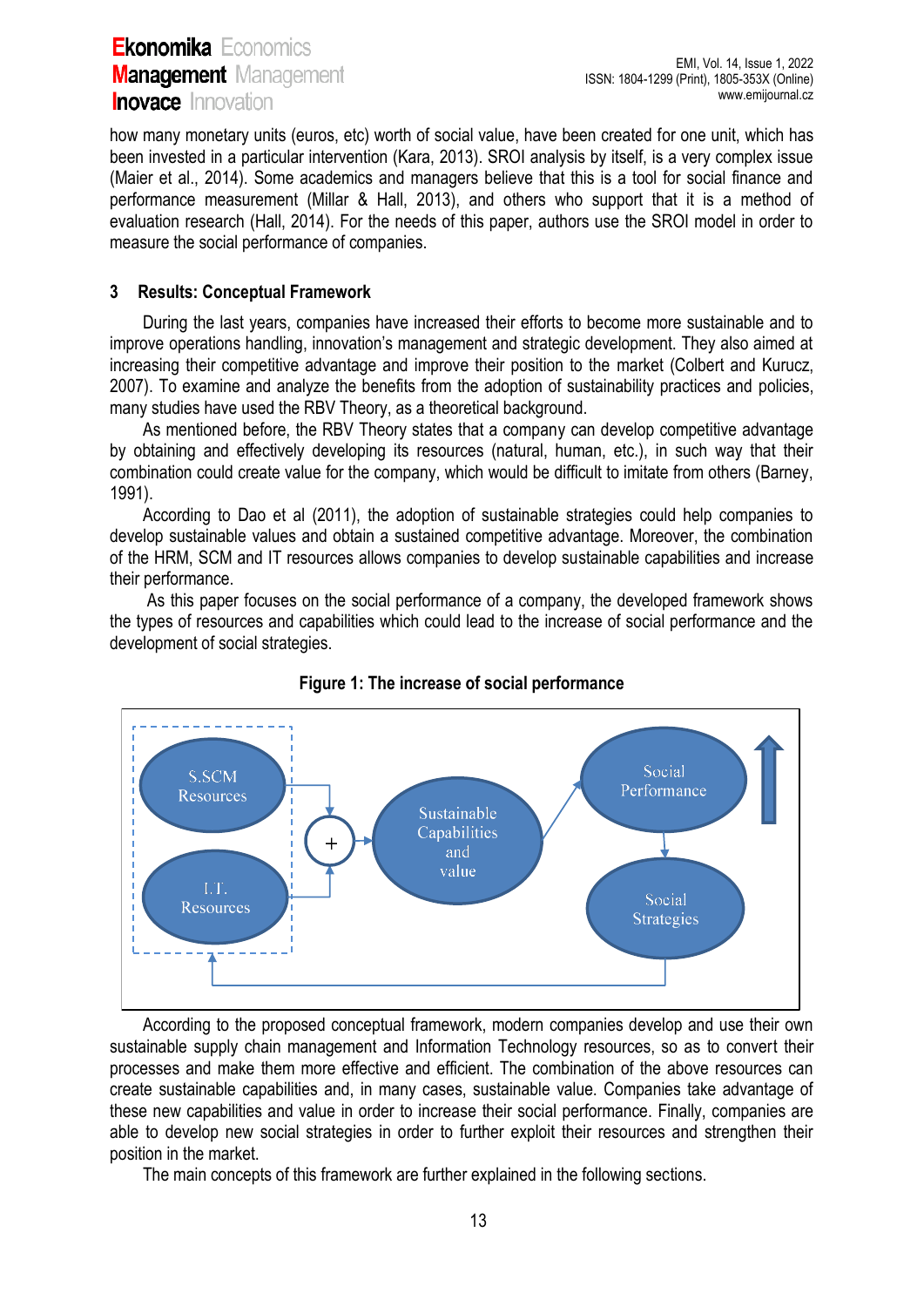how many monetary units (euros, etc) worth of social value, have been created for one unit, which has been invested in a particular intervention (Kara, 2013). SROI analysis by itself, is a very complex issue (Maier et al., 2014). Some academics and managers believe that this is a tool for social finance and performance measurement (Millar & Hall, 2013), and others who support that it is a method of evaluation research (Hall, 2014). For the needs of this paper, authors use the SROI model in order to measure the social performance of companies.

## 3 Results: Conceptual Framework

During the last years, companies have increased their efforts to become more sustainable and to improve operations handling, innovation's management and strategic development. They also aimed at increasing their competitive advantage and improve their position to the market (Colbert and Kurucz, 2007). To examine and analyze the benefits from the adoption of sustainability practices and policies, many studies have used the RBV Theory, as a theoretical background.

As mentioned before, the RBV Theory states that a company can develop competitive advantage by obtaining and effectively developing its resources (natural, human, etc.), in such way that their combination could create value for the company, which would be difficult to imitate from others (Barney, 1991).

According to Dao et al (2011), the adoption of sustainable strategies could help companies to develop sustainable values and obtain a sustained competitive advantage. Moreover, the combination of the HRM, SCM and IT resources allows companies to develop sustainable capabilities and increase their performance.

As this paper focuses on the social performance of a company, the developed framework shows the types of resources and capabilities which could lead to the increase of social performance and the development of social strategies.

**Figure 1: The increase of social performance**

S.SCM Resources

I.T. Resources

+

Sustainable Capabilities and value

Social Performance

Social Strategies

According to the proposed conceptual framework, modern companies develop and use their own sustainable supply chain management and Information Technology resources, so as to convert their processes and make them more effective and efficient. The combination of the above resources can create sustainable capabilities and, in many cases, sustainable value. Companies take advantage of these new capabilities and value in order to increase their social performance. Finally, companies are able to develop new social strategies in order to further exploit their resources and strengthen their position in the market.

The main concepts of this framework are further explained in the following sections.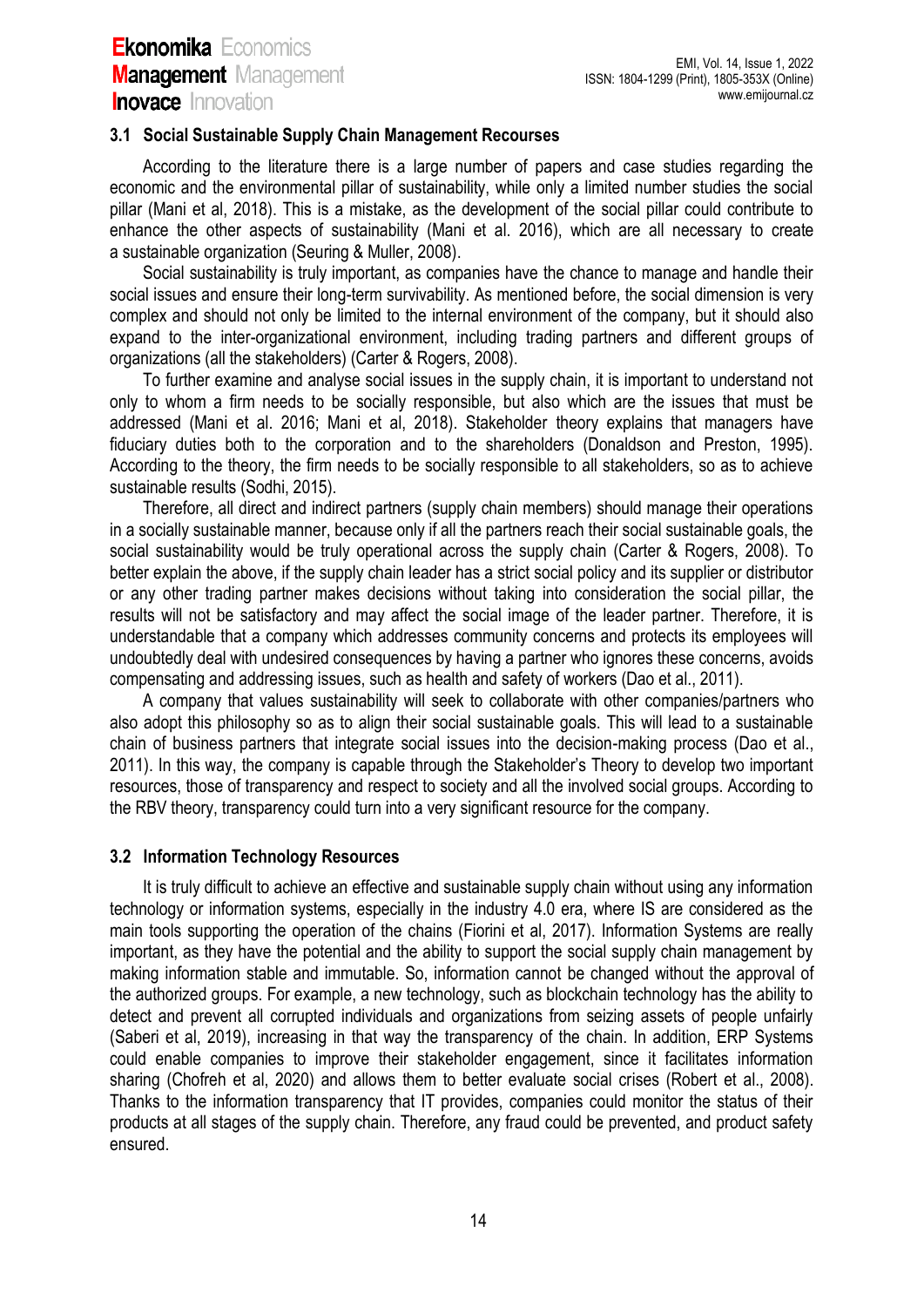### 3.1 Social Sustainable Supply Chain Management Recourses

According to the literature there is a large number of papers and case studies regarding the economic and the environmental pillar of sustainability, while only a limited number studies the social pillar (Mani et al, 2018). This is a mistake, as the development of the social pillar could contribute to enhance the other aspects of sustainability (Mani et al. 2016), which are all necessary to create a sustainable organization (Seuring & Muller, 2008).

Social sustainability is truly important, as companies have the chance to manage and handle their social issues and ensure their long-term survivability. As mentioned before, the social dimension is very complex and should not only be limited to the internal environment of the company, but it should also expand to the inter-organizational environment, including trading partners and different groups of organizations (all the stakeholders) (Carter & Rogers, 2008).

To further examine and analyse social issues in the supply chain, it is important to understand not only to whom a firm needs to be socially responsible, but also which are the issues that must be addressed (Mani et al. 2016; Mani et al, 2018). Stakeholder theory explains that managers have fiduciary duties both to the corporation and to the shareholders (Donaldson and Preston, 1995). According to the theory, the firm needs to be socially responsible to all stakeholders, so as to achieve sustainable results (Sodhi, 2015).

Therefore, all direct and indirect partners (supply chain members) should manage their operations in a socially sustainable manner, because only if all the partners reach their social sustainable goals, the social sustainability would be truly operational across the supply chain (Carter & Rogers, 2008). To better explain the above, if the supply chain leader has a strict social policy and its supplier or distributor or any other trading partner makes decisions without taking into consideration the social pillar, the results will not be satisfactory and may affect the social image of the leader partner. Therefore, it is understandable that a company which addresses community concerns and protects its employees will undoubtedly deal with undesired consequences by having a partner who ignores these concerns, avoids compensating and addressing issues, such as health and safety of workers (Dao et al., 2011).

A company that values sustainability will seek to collaborate with other companies/partners who also adopt this philosophy so as to align their social sustainable goals. This will lead to a sustainable chain of business partners that integrate social issues into the decision-making process (Dao et al., 2011). In this way, the company is capable through the Stakeholder's Theory to develop two important resources, those of transparency and respect to society and all the involved social groups. According to the RBV theory, transparency could turn into a very significant resource for the company.

### 3.2 Information Technology Resources

It is truly difficult to achieve an effective and sustainable supply chain without using any information technology or information systems, especially in the industry 4.0 era, where IS are considered as the main tools supporting the operation of the chains (Fiorini et al, 2017). Information Systems are really important, as they have the potential and the ability to support the social supply chain management by making information stable and immutable. So, information cannot be changed without the approval of the authorized groups. For example, a new technology, such as blockchain technology has the ability to detect and prevent all corrupted individuals and organizations from seizing assets of people unfairly (Saberi et al, 2019), increasing in that way the transparency of the chain. In addition, ERP Systems could enable companies to improve their stakeholder engagement, since it facilitates information sharing (Chofreh et al, 2020) and allows them to better evaluate social crises (Robert et al., 2008). Thanks to the information transparency that IT provides, companies could monitor the status of their products at all stages of the supply chain. Therefore, any fraud could be prevented, and product safety ensured.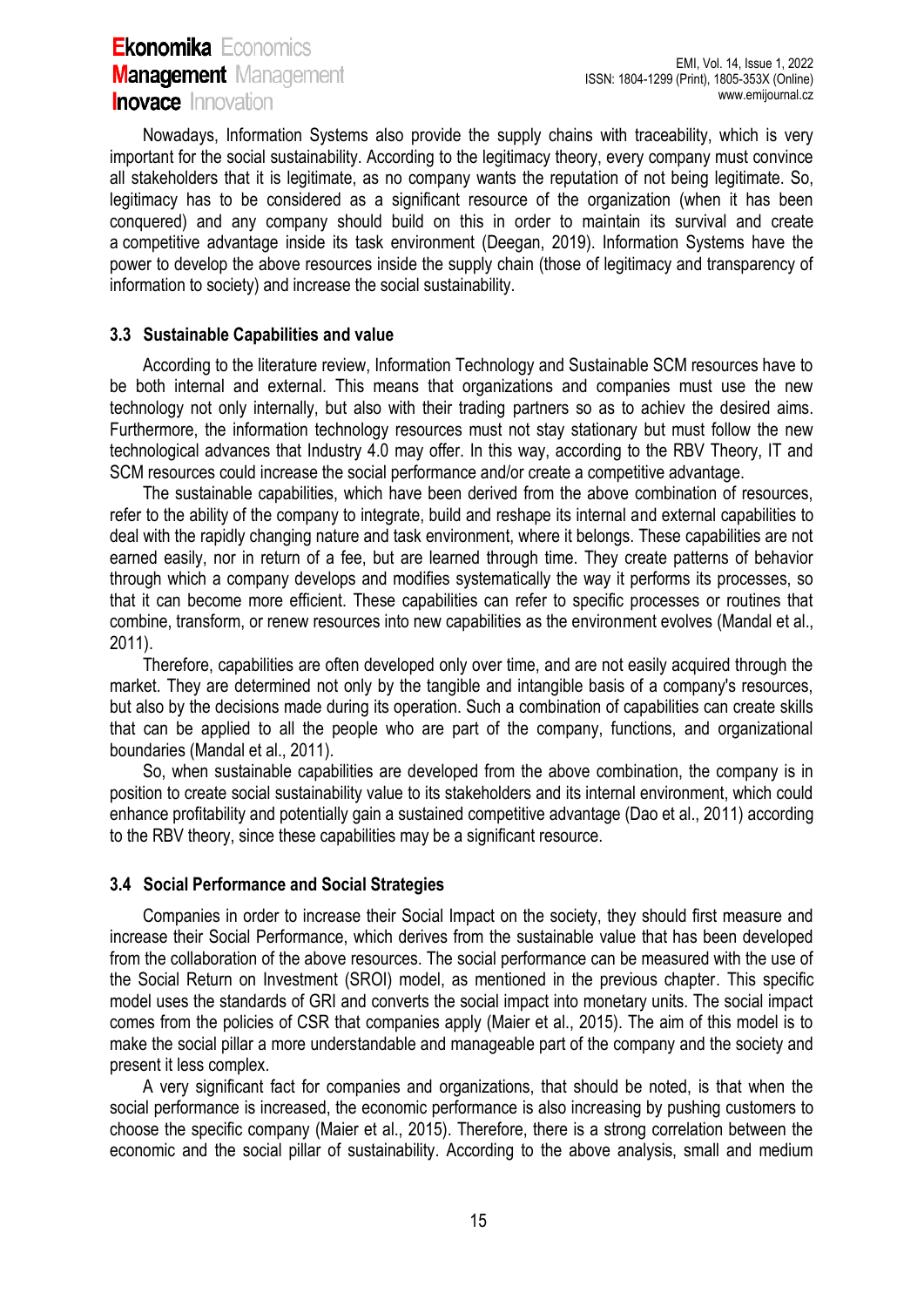Nowadays, Information Systems also provide the supply chains with traceability, which is very important for the social sustainability. According to the legitimacy theory, every company must convince all stakeholders that it is legitimate, as no company wants the reputation of not being legitimate. So, legitimacy has to be considered as a significant resource of the organization (when it has been conquered) and any company should build on this in order to maintain its survival and create a competitive advantage inside its task environment (Deegan, 2019). Information Systems have the power to develop the above resources inside the supply chain (those of legitimacy and transparency of information to society) and increase the social sustainability.

### 3.3 Sustainable Capabilities and value

According to the literature review, Information Technology and Sustainable SCM resources have to be both internal and external. This means that organizations and companies must use the new technology not only internally, but also with their trading partners so as to achiev the desired aims. Furthermore, the information technology resources must not stay stationary but must follow the new technological advances that Industry 4.0 may offer. In this way, according to the RBV Theory, IT and SCM resources could increase the social performance and/or create a competitive advantage.

The sustainable capabilities, which have been derived from the above combination of resources, refer to the ability of the company to integrate, build and reshape its internal and external capabilities to deal with the rapidly changing nature and task environment, where it belongs. These capabilities are not earned easily, nor in return of a fee, but are learned through time. They create patterns of behavior through which a company develops and modifies systematically the way it performs its processes, so that it can become more efficient. These capabilities can refer to specific processes or routines that combine, transform, or renew resources into new capabilities as the environment evolves (Mandal et al., 2011).

Therefore, capabilities are often developed only over time, and are not easily acquired through the market. They are determined not only by the tangible and intangible basis of a company's resources, but also by the decisions made during its operation. Such a combination of capabilities can create skills that can be applied to all the people who are part of the company, functions, and organizational boundaries (Mandal et al., 2011).

So, when sustainable capabilities are developed from the above combination, the company is in position to create social sustainability value to its stakeholders and its internal environment, which could enhance profitability and potentially gain a sustained competitive advantage (Dao et al., 2011) according to the RBV theory, since these capabilities may be a significant resource.

### 3.4 Social Performance and Social Strategies

Companies in order to increase their Social Impact on the society, they should first measure and increase their Social Performance, which derives from the sustainable value that has been developed from the collaboration of the above resources. The social performance can be measured with the use of the Social Return on Investment (SROI) model, as mentioned in the previous chapter. This specific model uses the standards of GRI and converts the social impact into monetary units. The social impact comes from the policies of CSR that companies apply (Maier et al., 2015). The aim of this model is to make the social pillar a more understandable and manageable part of the company and the society and present it less complex.

A very significant fact for companies and organizations, that should be noted, is that when the social performance is increased, the economic performance is also increasing by pushing customers to choose the specific company (Maier et al., 2015). Therefore, there is a strong correlation between the economic and the social pillar of sustainability. According to the above analysis, small and medium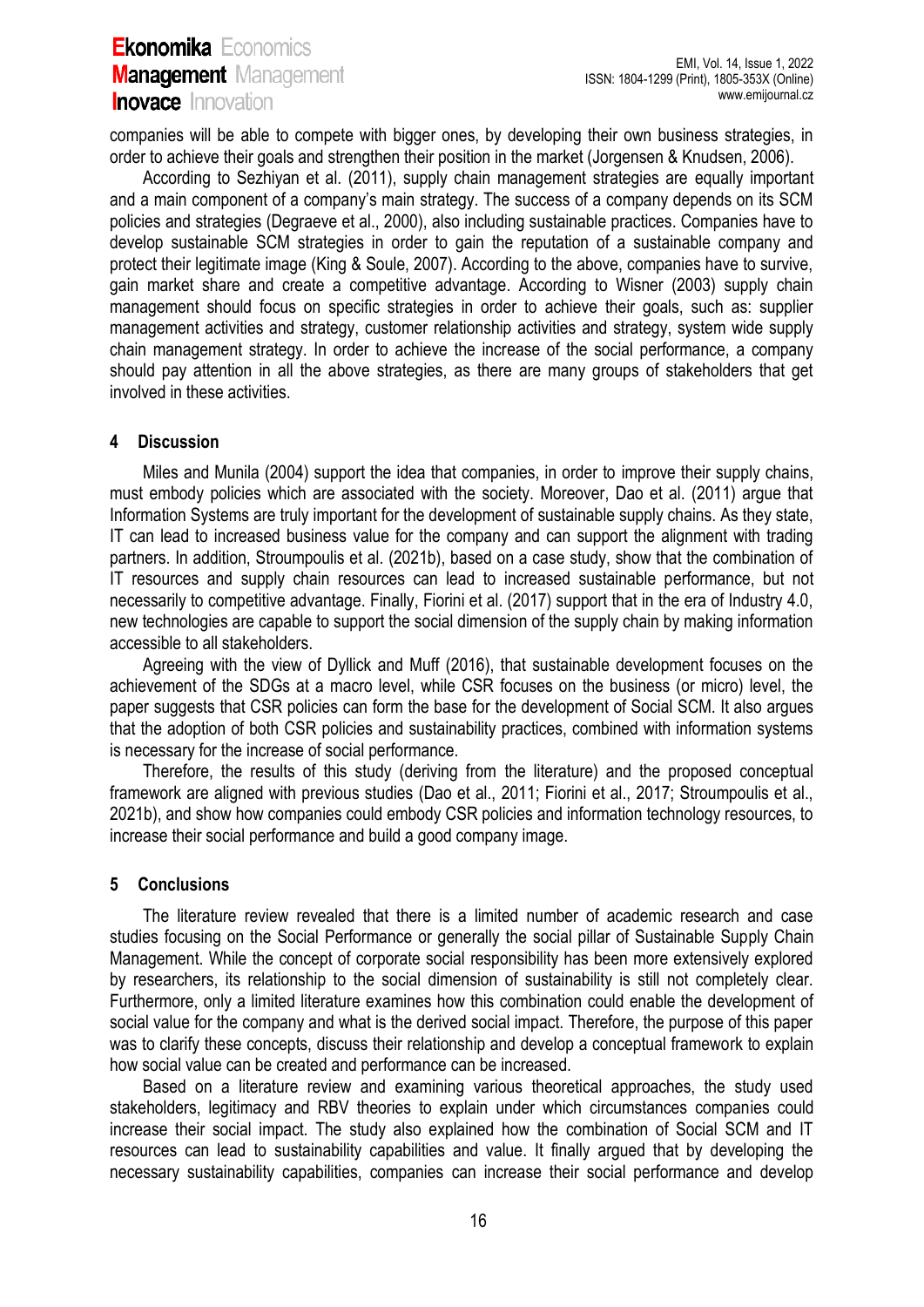companies will be able to compete with bigger ones, by developing their own business strategies, in order to achieve their goals and strengthen their position in the market (Jorgensen & Knudsen, 2006).

According to Sezhiyan et al. (2011), supply chain management strategies are equally important and a main component of a company's main strategy. The success of a company depends on its SCM policies and strategies (Degraeve et al., 2000), also including sustainable practices. Companies have to develop sustainable SCM strategies in order to gain the reputation of a sustainable company and protect their legitimate image (King & Soule, 2007). According to the above, companies have to survive, gain market share and create a competitive advantage. According to Wisner (2003) supply chain management should focus on specific strategies in order to achieve their goals, such as: supplier management activities and strategy, customer relationship activities and strategy, system wide supply chain management strategy. In order to achieve the increase of the social performance, a company should pay attention in all the above strategies, as there are many groups of stakeholders that get involved in these activities.

## 4 Discussion

Miles and Munila (2004) support the idea that companies, in order to improve their supply chains, must embody policies which are associated with the society. Moreover, Dao et al. (2011) argue that Information Systems are truly important for the development of sustainable supply chains. As they state, IT can lead to increased business value for the company and can support the alignment with trading partners. In addition, Stroumpoulis et al. (2021b), based on a case study, show that the combination of IT resources and supply chain resources can lead to increased sustainable performance, but not necessarily to competitive advantage. Finally, Fiorini et al. (2017) support that in the era of Industry 4.0, new technologies are capable to support the social dimension of the supply chain by making information accessible to all stakeholders.

Agreeing with the view of Dyllick and Muff (2016), that sustainable development focuses on the achievement of the SDGs at a macro level, while CSR focuses on the business (or micro) level, the paper suggests that CSR policies can form the base for the development of Social SCM. It also argues that the adoption of both CSR policies and sustainability practices, combined with information systems is necessary for the increase of social performance.

Therefore, the results of this study (deriving from the literature) and the proposed conceptual framework are aligned with previous studies (Dao et al., 2011; Fiorini et al., 2017; Stroumpoulis et al., 2021b), and show how companies could embody CSR policies and information technology resources, to increase their social performance and build a good company image.

## 5 Conclusions

The literature review revealed that there is a limited number of academic research and case studies focusing on the Social Performance or generally the social pillar of Sustainable Supply Chain Management. While the concept of corporate social responsibility has been more extensively explored by researchers, its relationship to the social dimension of sustainability is still not completely clear. Furthermore, only a limited literature examines how this combination could enable the development of social value for the company and what is the derived social impact. Therefore, the purpose of this paper was to clarify these concepts, discuss their relationship and develop a conceptual framework to explain how social value can be created and performance can be increased.

Based on a literature review and examining various theoretical approaches, the study used stakeholders, legitimacy and RBV theories to explain under which circumstances companies could increase their social impact. The study also explained how the combination of Social SCM and IT resources can lead to sustainability capabilities and value. It finally argued that by developing the necessary sustainability capabilities, companies can increase their social performance and develop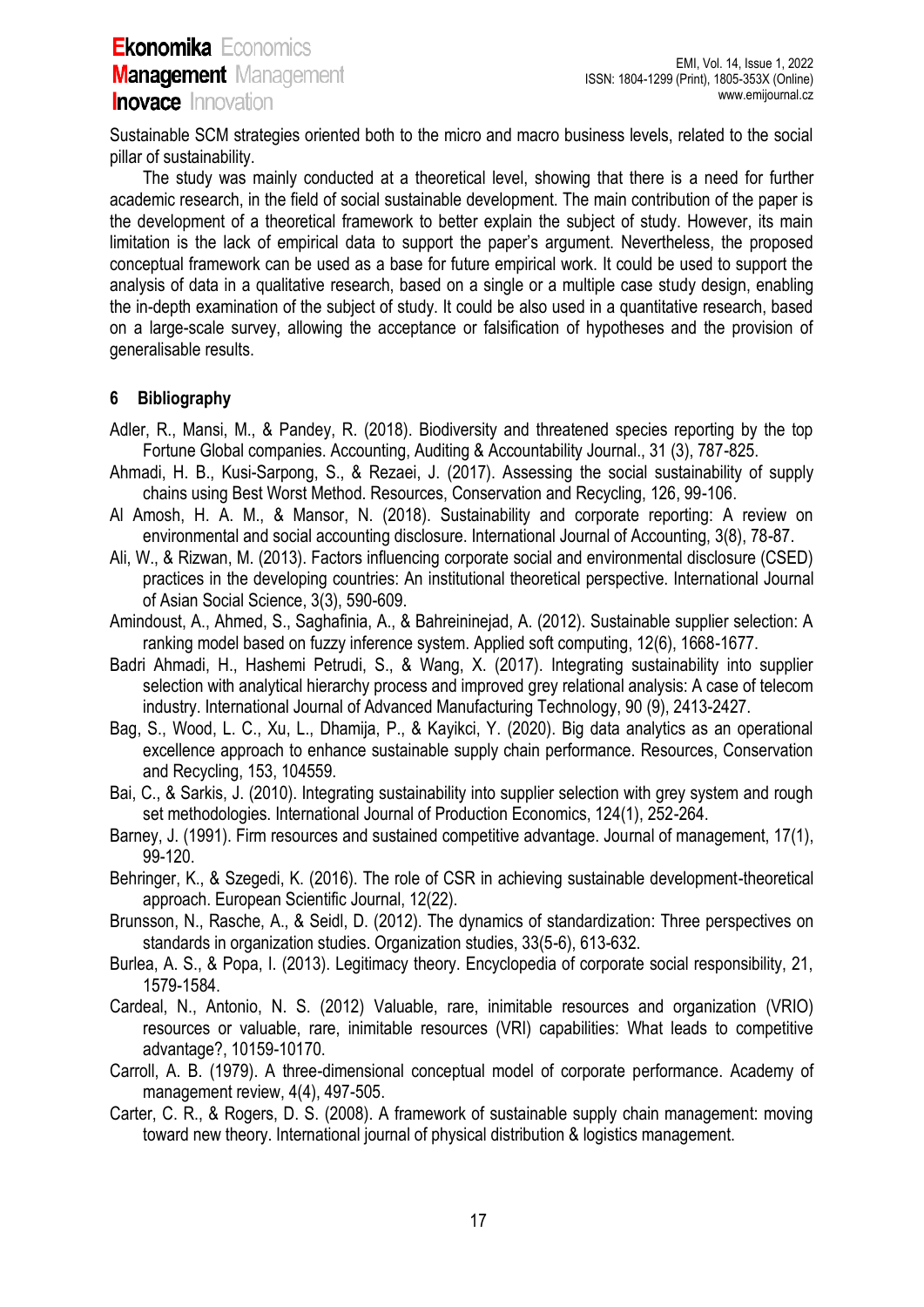Sustainable SCM strategies oriented both to the micro and macro business levels, related to the social pillar of sustainability.

The study was mainly conducted at a theoretical level, showing that there is a need for further academic research, in the field of social sustainable development. The main contribution of the paper is the development of a theoretical framework to better explain the subject of study. However, its main limitation is the lack of empirical data to support the paper's argument. Nevertheless, the proposed conceptual framework can be used as a base for future empirical work. It could be used to support the analysis of data in a qualitative research, based on a single or a multiple case study design, enabling the in-depth examination of the subject of study. It could be also used in a quantitative research, based on a large-scale survey, allowing the acceptance or falsification of hypotheses and the provision of generalisable results.

## 6 Bibliography

Adler, R., Mansi, M., & Pandey, R. (2018). Biodiversity and threatened species reporting by the top Fortune Global companies. Accounting, Auditing & Accountability Journal., 31 (3), 787-825.

Ahmadi, H. B., Kusi-Sarpong, S., & Rezaei, J. (2017). Assessing the social sustainability of supply chains using Best Worst Method. Resources, Conservation and Recycling, 126, 99-106.

Al Amosh, H. A. M., & Mansor, N. (2018). Sustainability and corporate reporting: A review on environmental and social accounting disclosure. International Journal of Accounting, 3(8), 78-87.

Ali, W., & Rizwan, M. (2013). Factors influencing corporate social and environmental disclosure (CSED) practices in the developing countries: An institutional theoretical perspective. International Journal of Asian Social Science, 3(3), 590-609.

Amindoust, A., Ahmed, S., Saghafinia, A., & Bahreininejad, A. (2012). Sustainable supplier selection: A ranking model based on fuzzy inference system. Applied soft computing, 12(6), 1668-1677.

Badri Ahmadi, H., Hashemi Petrudi, S., & Wang, X. (2017). Integrating sustainability into supplier selection with analytical hierarchy process and improved grey relational analysis: A case of telecom industry. International Journal of Advanced Manufacturing Technology, 90 (9), 2413-2427.

Bag, S., Wood, L. C., Xu, L., Dhamija, P., & Kayikci, Y. (2020). Big data analytics as an operational excellence approach to enhance sustainable supply chain performance. Resources, Conservation and Recycling, 153, 104559.

Bai, C., & Sarkis, J. (2010). Integrating sustainability into supplier selection with grey system and rough set methodologies. International Journal of Production Economics, 124(1), 252-264.

Barney, J. (1991). Firm resources and sustained competitive advantage. Journal of management, 17(1), 99-120.

Behringer, K., & Szegedi, K. (2016). The role of CSR in achieving sustainable development-theoretical approach. European Scientific Journal, 12(22).

Brunsson, N., Rasche, A., & Seidl, D. (2012). The dynamics of standardization: Three perspectives on standards in organization studies. Organization studies, 33(5-6), 613-632.

Burlea, A. S., & Popa, I. (2013). Legitimacy theory. Encyclopedia of corporate social responsibility, 21, 1579-1584.

Cardeal, N., Antonio, N. S. (2012) Valuable, rare, inimitable resources and organization (VRIO) resources or valuable, rare, inimitable resources (VRI) capabilities: What leads to competitive advantage?, 10159-10170.

Carroll, A. B. (1979). A three-dimensional conceptual model of corporate performance. Academy of management review, 4(4), 497-505.

Carter, C. R., & Rogers, D. S. (2008). A framework of sustainable supply chain management: moving toward new theory. International journal of physical distribution & logistics management.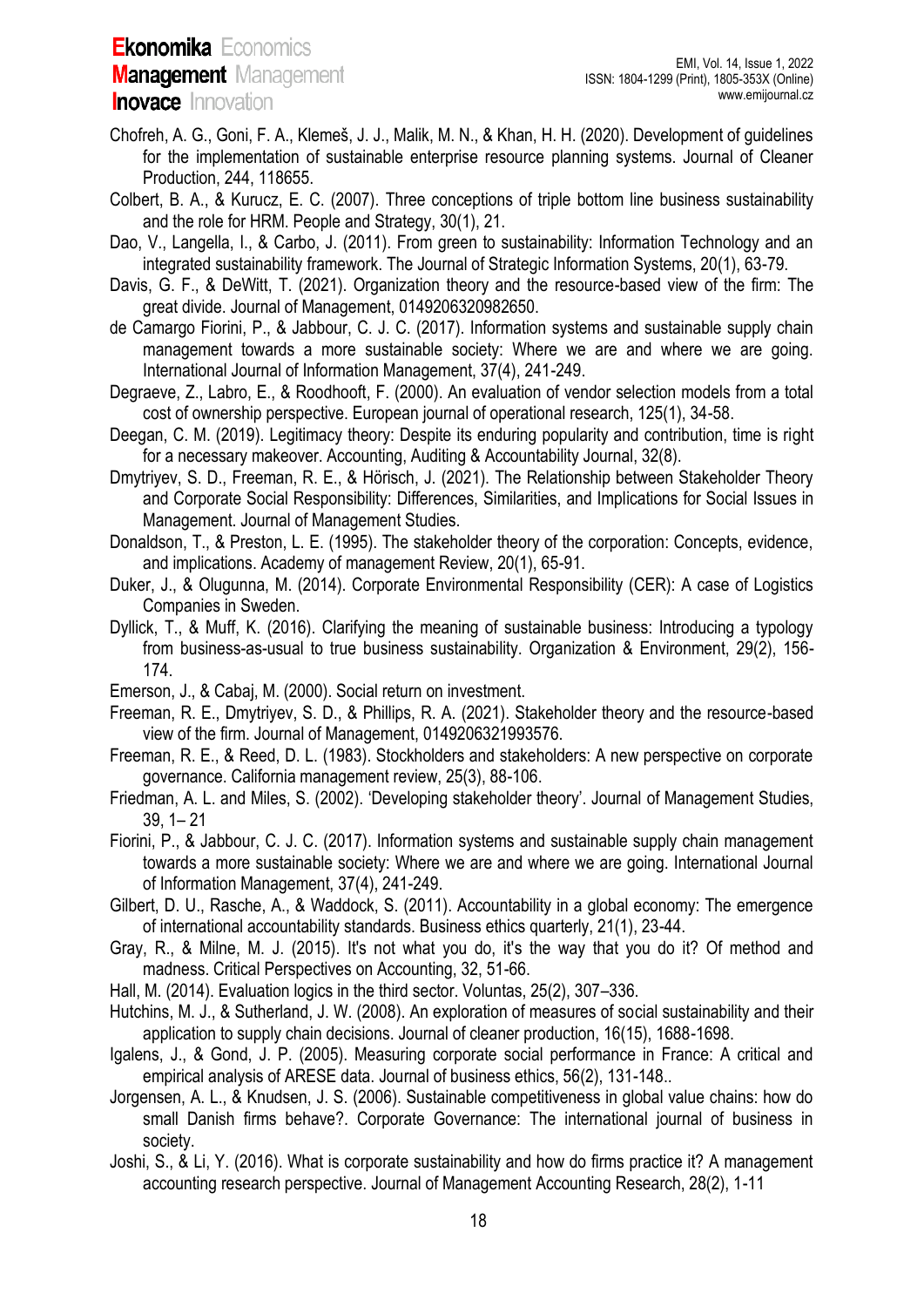Chofreh, A. G., Goni, F. A., Klemeš, J. J., Malik, M. N., & Khan, H. H. (2020). Development of guidelines for the implementation of sustainable enterprise resource planning systems. Journal of Cleaner Production, 244, 118655.

Colbert, B. A., & Kurucz, E. C. (2007). Three conceptions of triple bottom line business sustainability and the role for HRM. People and Strategy, 30(1), 21.

Dao, V., Langella, I., & Carbo, J. (2011). From green to sustainability: Information Technology and an integrated sustainability framework. The Journal of Strategic Information Systems, 20(1), 63-79.

Davis, G. F., & DeWitt, T. (2021). Organization theory and the resource-based view of the firm: The great divide. Journal of Management, 0149206320982650.

de Camargo Fiorini, P., & Jabbour, C. J. C. (2017). Information systems and sustainable supply chain management towards a more sustainable society: Where we are and where we are going. International Journal of Information Management, 37(4), 241-249.

Degraeve, Z., Labro, E., & Roodhooft, F. (2000). An evaluation of vendor selection models from a total cost of ownership perspective. European journal of operational research, 125(1), 34-58.

Deegan, C. M. (2019). Legitimacy theory: Despite its enduring popularity and contribution, time is right for a necessary makeover. Accounting, Auditing & Accountability Journal, 32(8).

Dmytriyev, S. D., Freeman, R. E., & Hörisch, J. (2021). The Relationship between Stakeholder Theory and Corporate Social Responsibility: Differences, Similarities, and Implications for Social Issues in Management. Journal of Management Studies.

Donaldson, T., & Preston, L. E. (1995). The stakeholder theory of the corporation: Concepts, evidence, and implications. Academy of management Review, 20(1), 65-91.

Duker, J., & Olugunna, M. (2014). Corporate Environmental Responsibility (CER): A case of Logistics Companies in Sweden.

Dyllick, T., & Muff, K. (2016). Clarifying the meaning of sustainable business: Introducing a typology from business-as-usual to true business sustainability. Organization & Environment, 29(2), 156-174.

Emerson, J., & Cabaj, M. (2000). Social return on investment.

Freeman, R. E., Dmytriyev, S. D., & Phillips, R. A. (2021). Stakeholder theory and the resource-based view of the firm. Journal of Management, 0149206321993576.

Freeman, R. E., & Reed, D. L. (1983). Stockholders and stakeholders: A new perspective on corporate governance. California management review, 25(3), 88-106.

Friedman, A. L. and Miles, S. (2002). 'Developing stakeholder theory'. Journal of Management Studies, 39, 1– 21

Fiorini, P., & Jabbour, C. J. C. (2017). Information systems and sustainable supply chain management towards a more sustainable society: Where we are and where we are going. International Journal of Information Management, 37(4), 241-249.

Gilbert, D. U., Rasche, A., & Waddock, S. (2011). Accountability in a global economy: The emergence of international accountability standards. Business ethics quarterly, 21(1), 23-44.

Gray, R., & Milne, M. J. (2015). It's not what you do, it's the way that you do it? Of method and madness. Critical Perspectives on Accounting, 32, 51-66.

Hall, M. (2014). Evaluation logics in the third sector. Voluntas, 25(2), 307–336.

Hutchins, M. J., & Sutherland, J. W. (2008). An exploration of measures of social sustainability and their application to supply chain decisions. Journal of cleaner production, 16(15), 1688-1698.

Igalens, J., & Gond, J. P. (2005). Measuring corporate social performance in France: A critical and empirical analysis of ARESE data. Journal of business ethics, 56(2), 131-148..

Jorgensen, A. L., & Knudsen, J. S. (2006). Sustainable competitiveness in global value chains: how do small Danish firms behave?. Corporate Governance: The international journal of business in society.

Joshi, S., & Li, Y. (2016). What is corporate sustainability and how do firms practice it? A management accounting research perspective. Journal of Management Accounting Research, 28(2), 1-11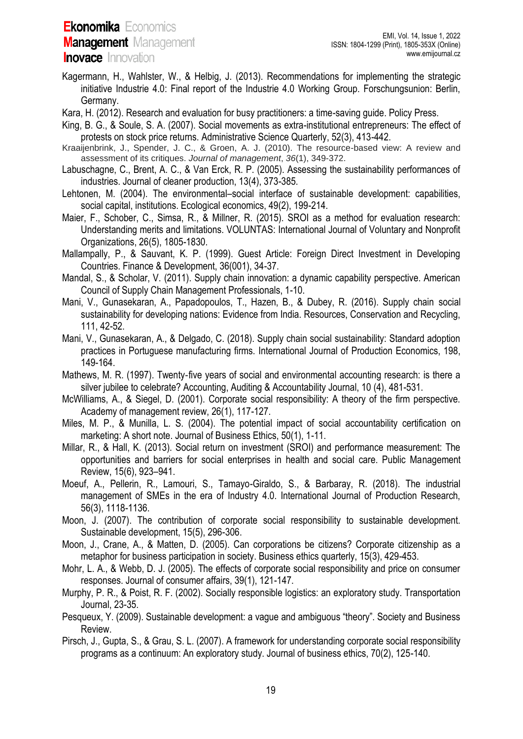Kagermann, H., Wahlster, W., & Helbig, J. (2013). Recommendations for implementing the strategic initiative Industrie 4.0: Final report of the Industrie 4.0 Working Group. Forschungsunion: Berlin, Germany.

Kara, H. (2012). Research and evaluation for busy practitioners: a time-saving guide. Policy Press.

King, B. G., & Soule, S. A. (2007). Social movements as extra-institutional entrepreneurs: The effect of protests on stock price returns. Administrative Science Quarterly, 52(3), 413-442.

Kraaijenbrink, J., Spender, J. C., & Groen, A. J. (2010). The resource-based view: A review and assessment of its critiques. *Journal of management*, *36*(1), 349-372.

Labuschagne, C., Brent, A. C., & Van Erck, R. P. (2005). Assessing the sustainability performances of industries. Journal of cleaner production, 13(4), 373-385.

Lehtonen, M. (2004). The environmental–social interface of sustainable development: capabilities, social capital, institutions. Ecological economics, 49(2), 199-214.

Maier, F., Schober, C., Simsa, R., & Millner, R. (2015). SROI as a method for evaluation research: Understanding merits and limitations. VOLUNTAS: International Journal of Voluntary and Nonprofit Organizations, 26(5), 1805-1830.

Mallampally, P., & Sauvant, K. P. (1999). Guest Article: Foreign Direct Investment in Developing Countries. Finance & Development, 36(001), 34-37.

Mandal, S., & Scholar, V. (2011). Supply chain innovation: a dynamic capability perspective. American Council of Supply Chain Management Professionals, 1-10.

Mani, V., Gunasekaran, A., Papadopoulos, T., Hazen, B., & Dubey, R. (2016). Supply chain social sustainability for developing nations: Evidence from India. Resources, Conservation and Recycling, 111, 42-52.

Mani, V., Gunasekaran, A., & Delgado, C. (2018). Supply chain social sustainability: Standard adoption practices in Portuguese manufacturing firms. International Journal of Production Economics, 198, 149-164.

Mathews, M. R. (1997). Twenty-five years of social and environmental accounting research: is there a silver jubilee to celebrate? Accounting, Auditing & Accountability Journal, 10 (4), 481-531.

McWilliams, A., & Siegel, D. (2001). Corporate social responsibility: A theory of the firm perspective. Academy of management review, 26(1), 117-127.

Miles, M. P., & Munilla, L. S. (2004). The potential impact of social accountability certification on marketing: A short note. Journal of Business Ethics, 50(1), 1-11.

Millar, R., & Hall, K. (2013). Social return on investment (SROI) and performance measurement: The opportunities and barriers for social enterprises in health and social care. Public Management Review, 15(6), 923–941.

Moeuf, A., Pellerin, R., Lamouri, S., Tamayo-Giraldo, S., & Barbaray, R. (2018). The industrial management of SMEs in the era of Industry 4.0. International Journal of Production Research, 56(3), 1118-1136.

Moon, J. (2007). The contribution of corporate social responsibility to sustainable development. Sustainable development, 15(5), 296-306.

Moon, J., Crane, A., & Matten, D. (2005). Can corporations be citizens? Corporate citizenship as a metaphor for business participation in society. Business ethics quarterly, 15(3), 429-453.

Mohr, L. A., & Webb, D. J. (2005). The effects of corporate social responsibility and price on consumer responses. Journal of consumer affairs, 39(1), 121-147.

Murphy, P. R., & Poist, R. F. (2002). Socially responsible logistics: an exploratory study. Transportation Journal, 23-35.

Pesqueux, Y. (2009). Sustainable development: a vague and ambiguous "theory". Society and Business Review.

Pirsch, J., Gupta, S., & Grau, S. L. (2007). A framework for understanding corporate social responsibility programs as a continuum: An exploratory study. Journal of business ethics, 70(2), 125-140.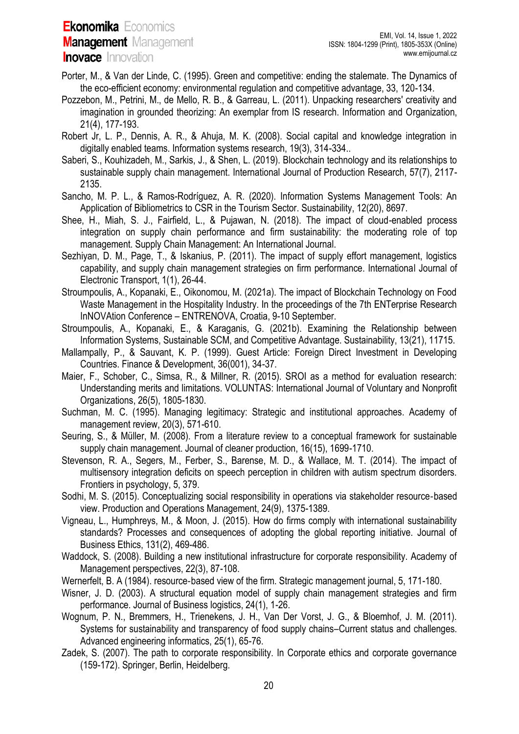Porter, M., & Van der Linde, C. (1995). Green and competitive: ending the stalemate. The Dynamics of the eco-efficient economy: environmental regulation and competitive advantage, 33, 120-134.

Pozzebon, M., Petrini, M., de Mello, R. B., & Garreau, L. (2011). Unpacking researchers' creativity and imagination in grounded theorizing: An exemplar from IS research. Information and Organization, 21(4), 177-193.

Robert Jr, L. P., Dennis, A. R., & Ahuja, M. K. (2008). Social capital and knowledge integration in digitally enabled teams. Information systems research, 19(3), 314-334..

Saberi, S., Kouhizadeh, M., Sarkis, J., & Shen, L. (2019). Blockchain technology and its relationships to sustainable supply chain management. International Journal of Production Research, 57(7), 2117-2135.

Sancho, M. P. L., & Ramos-Rodríguez, A. R. (2020). Information Systems Management Tools: An Application of Bibliometrics to CSR in the Tourism Sector. Sustainability, 12(20), 8697.

Shee, H., Miah, S. J., Fairfield, L., & Pujawan, N. (2018). The impact of cloud-enabled process integration on supply chain performance and firm sustainability: the moderating role of top management. Supply Chain Management: An International Journal.

Sezhiyan, D. M., Page, T., & Iskanius, P. (2011). The impact of supply effort management, logistics capability, and supply chain management strategies on firm performance. International Journal of Electronic Transport, 1(1), 26-44.

Stroumpoulis, A., Kopanaki, E., Oikonomou, M. (2021a). The impact of Blockchain Technology on Food Waste Management in the Hospitality Industry. In the proceedings of the 7th ENTerprise Research InNOVAtion Conference – ENTRENOVA, Croatia, 9-10 September.

Stroumpoulis, A., Kopanaki, E., & Karaganis, G. (2021b). Examining the Relationship between Information Systems, Sustainable SCM, and Competitive Advantage. Sustainability, 13(21), 11715.

Mallampally, P., & Sauvant, K. P. (1999). Guest Article: Foreign Direct Investment in Developing Countries. Finance & Development, 36(001), 34-37.

Maier, F., Schober, C., Simsa, R., & Millner, R. (2015). SROI as a method for evaluation research: Understanding merits and limitations. VOLUNTAS: International Journal of Voluntary and Nonprofit Organizations, 26(5), 1805-1830.

Suchman, M. C. (1995). Managing legitimacy: Strategic and institutional approaches. Academy of management review, 20(3), 571-610.

Seuring, S., & Müller, M. (2008). From a literature review to a conceptual framework for sustainable supply chain management. Journal of cleaner production, 16(15), 1699-1710.

Stevenson, R. A., Segers, M., Ferber, S., Barense, M. D., & Wallace, M. T. (2014). The impact of multisensory integration deficits on speech perception in children with autism spectrum disorders. Frontiers in psychology, 5, 379.

Sodhi, M. S. (2015). Conceptualizing social responsibility in operations via stakeholder resource-based view. Production and Operations Management, 24(9), 1375-1389.

Vigneau, L., Humphreys, M., & Moon, J. (2015). How do firms comply with international sustainability standards? Processes and consequences of adopting the global reporting initiative. Journal of Business Ethics, 131(2), 469-486.

Waddock, S. (2008). Building a new institutional infrastructure for corporate responsibility. Academy of Management perspectives, 22(3), 87-108.

Wernerfelt, B. A (1984). resource-based view of the firm. Strategic management journal, 5, 171-180.

Wisner, J. D. (2003). A structural equation model of supply chain management strategies and firm performance. Journal of Business logistics, 24(1), 1-26.

Wognum, P. N., Bremmers, H., Trienekens, J. H., Van Der Vorst, J. G., & Bloemhof, J. M. (2011). Systems for sustainability and transparency of food supply chains–Current status and challenges. Advanced engineering informatics, 25(1), 65-76.

Zadek, S. (2007). The path to corporate responsibility. In Corporate ethics and corporate governance (159-172). Springer, Berlin, Heidelberg.